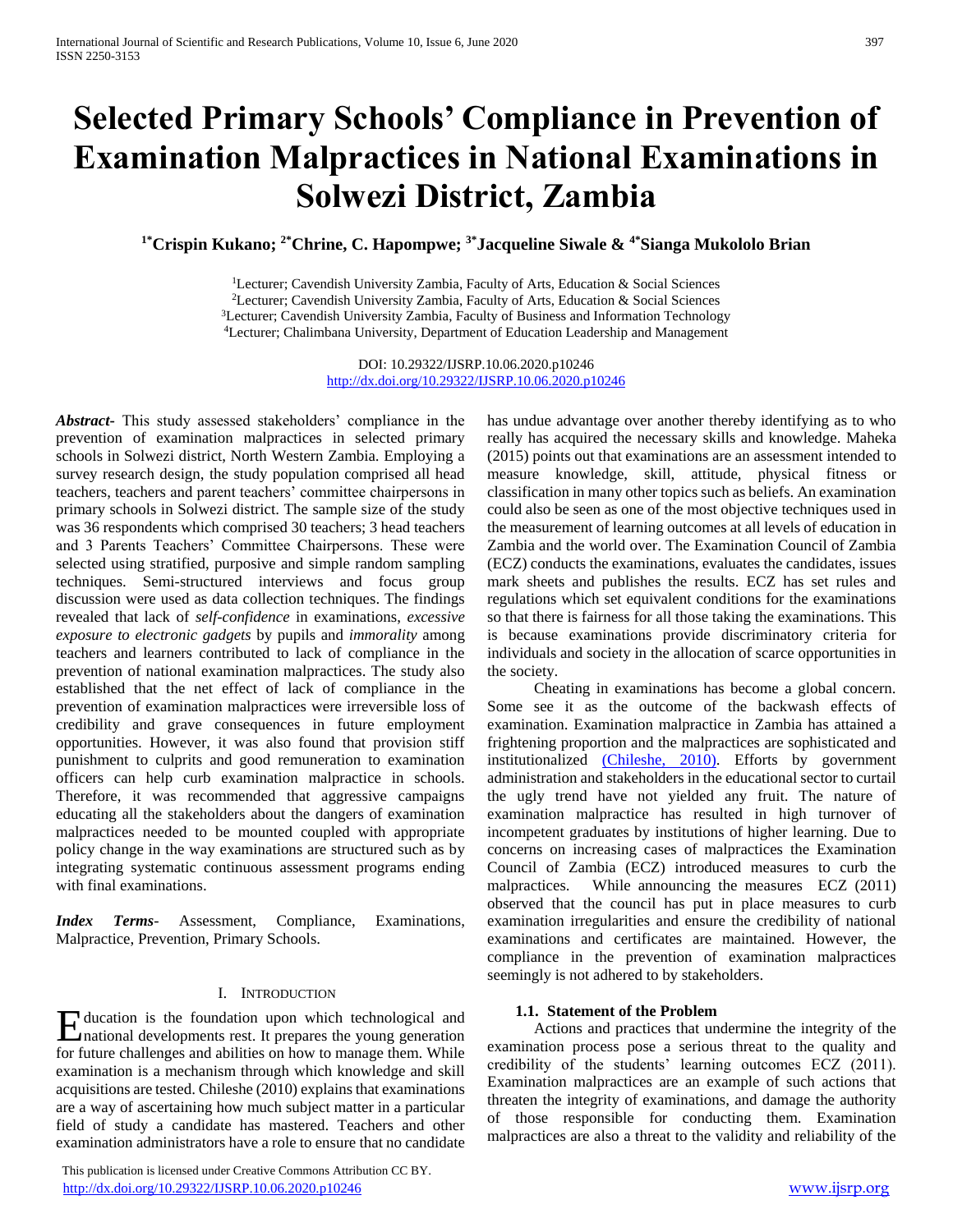# Selected Primary Schools' Compliance in Prevention of Examination Malpractices in National Examinations in Solwezi District, Zambia

**[1*]Crispin Kukano; [2*]Chrine, C. Hapompwe; [3*]Jacqueline Siwale & [4*]Sianga Mukololo Brian**

[1]Lecturer; Cavendish University Zambia, Faculty of Arts, Education & Social Sciences
[2]Lecturer; Cavendish University Zambia, Faculty of Arts, Education & Social Sciences
[3]Lecturer; Cavendish University Zambia, Faculty of Business and Information Technology
[4]Lecturer; Chalimbana University, Department of Education Leadership and Management

DOI: 10.29322/IJSRP.10.06.2020.p10246
http://dx.doi.org/10.29322/IJSRP.10.06.2020.p10246

***Abstract-*** This study assessed stakeholders' compliance in the prevention of examination malpractices in selected primary schools in Solwezi district, North Western Zambia. Employing a survey research design, the study population comprised all head teachers, teachers and parent teachers' committee chairpersons in primary schools in Solwezi district. The sample size of the study was 36 respondents which comprised 30 teachers; 3 head teachers and 3 Parents Teachers' Committee Chairpersons. These were selected using stratified, purposive and simple random sampling techniques. Semi-structured interviews and focus group discussion were used as data collection techniques. The findings revealed that lack of *self-confidence* in examinations, *excessive exposure to electronic gadgets* by pupils and *immorality* among teachers and learners contributed to lack of compliance in the prevention of national examination malpractices. The study also established that the net effect of lack of compliance in the prevention of examination malpractices were irreversible loss of credibility and grave consequences in future employment opportunities. However, it was also found that provision stiff punishment to culprits and good remuneration to examination officers can help curb examination malpractice in schools. Therefore, it was recommended that aggressive campaigns educating all the stakeholders about the dangers of examination malpractices needed to be mounted coupled with appropriate policy change in the way examinations are structured such as by integrating systematic continuous assessment programs ending with final examinations.

***Index Terms-*** Assessment, Compliance, Examinations, Malpractice, Prevention, Primary Schools.

## I. Introduction

Education is the foundation upon which technological and national developments rest. It prepares the young generation for future challenges and abilities on how to manage them. While examination is a mechanism through which knowledge and skill acquisitions are tested. Chileshe (2010) explains that examinations are a way of ascertaining how much subject matter in a particular field of study a candidate has mastered. Teachers and other examination administrators have a role to ensure that no candidate has undue advantage over another thereby identifying as to who really has acquired the necessary skills and knowledge. Maheka (2015) points out that examinations are an assessment intended to measure knowledge, skill, attitude, physical fitness or classification in many other topics such as beliefs. An examination could also be seen as one of the most objective techniques used in the measurement of learning outcomes at all levels of education in Zambia and the world over. The Examination Council of Zambia (ECZ) conducts the examinations, evaluates the candidates, issues mark sheets and publishes the results. ECZ has set rules and regulations which set equivalent conditions for the examinations so that there is fairness for all those taking the examinations. This is because examinations provide discriminatory criteria for individuals and society in the allocation of scarce opportunities in the society.

Cheating in examinations has become a global concern. Some see it as the outcome of the backwash effects of examination. Examination malpractice in Zambia has attained a frightening proportion and the malpractices are sophisticated and institutionalized (Chileshe, 2010). Efforts by government administration and stakeholders in the educational sector to curtail the ugly trend have not yielded any fruit. The nature of examination malpractice has resulted in high turnover of incompetent graduates by institutions of higher learning. Due to concerns on increasing cases of malpractices the Examination Council of Zambia (ECZ) introduced measures to curb the malpractices. While announcing the measures ECZ (2011) observed that the council has put in place measures to curb examination irregularities and ensure the credibility of national examinations and certificates are maintained. However, the compliance in the prevention of examination malpractices seemingly is not adhered to by stakeholders.

### 1.1. Statement of the Problem

Actions and practices that undermine the integrity of the examination process pose a serious threat to the quality and credibility of the students' learning outcomes ECZ (2011). Examination malpractices are an example of such actions that threaten the integrity of examinations, and damage the authority of those responsible for conducting them. Examination malpractices are also a threat to the validity and reliability of the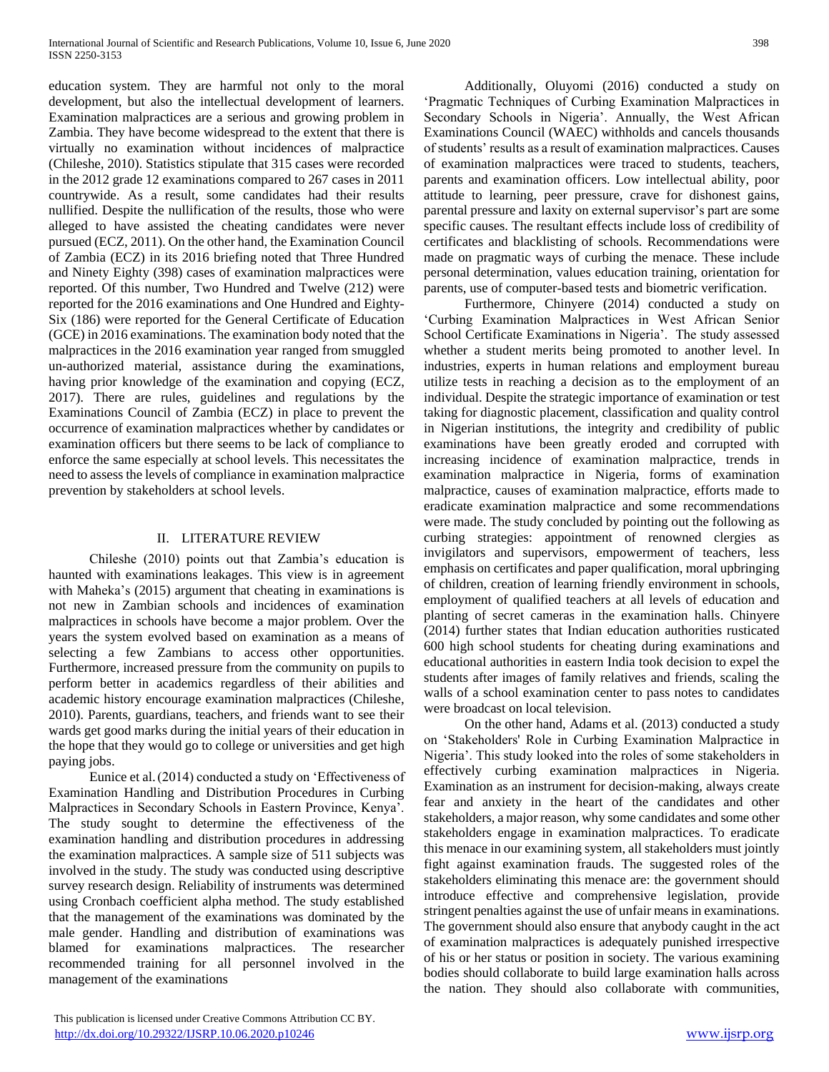education system. They are harmful not only to the moral development, but also the intellectual development of learners. Examination malpractices are a serious and growing problem in Zambia. They have become widespread to the extent that there is virtually no examination without incidences of malpractice (Chileshe, 2010). Statistics stipulate that 315 cases were recorded in the 2012 grade 12 examinations compared to 267 cases in 2011 countrywide. As a result, some candidates had their results nullified. Despite the nullification of the results, those who were alleged to have assisted the cheating candidates were never pursued (ECZ, 2011). On the other hand, the Examination Council of Zambia (ECZ) in its 2016 briefing noted that Three Hundred and Ninety Eighty (398) cases of examination malpractices were reported. Of this number, Two Hundred and Twelve (212) were reported for the 2016 examinations and One Hundred and Eighty-Six (186) were reported for the General Certificate of Education (GCE) in 2016 examinations. The examination body noted that the malpractices in the 2016 examination year ranged from smuggled un-authorized material, assistance during the examinations, having prior knowledge of the examination and copying (ECZ, 2017). There are rules, guidelines and regulations by the Examinations Council of Zambia (ECZ) in place to prevent the occurrence of examination malpractices whether by candidates or examination officers but there seems to be lack of compliance to enforce the same especially at school levels. This necessitates the need to assess the levels of compliance in examination malpractice prevention by stakeholders at school levels.

## II. LITERATURE REVIEW

Chileshe (2010) points out that Zambia's education is haunted with examinations leakages. This view is in agreement with Maheka's (2015) argument that cheating in examinations is not new in Zambian schools and incidences of examination malpractices in schools have become a major problem. Over the years the system evolved based on examination as a means of selecting a few Zambians to access other opportunities. Furthermore, increased pressure from the community on pupils to perform better in academics regardless of their abilities and academic history encourage examination malpractices (Chileshe, 2010). Parents, guardians, teachers, and friends want to see their wards get good marks during the initial years of their education in the hope that they would go to college or universities and get high paying jobs.

Eunice et al. (2014) conducted a study on 'Effectiveness of Examination Handling and Distribution Procedures in Curbing Malpractices in Secondary Schools in Eastern Province, Kenya'. The study sought to determine the effectiveness of the examination handling and distribution procedures in addressing the examination malpractices. A sample size of 511 subjects was involved in the study. The study was conducted using descriptive survey research design. Reliability of instruments was determined using Cronbach coefficient alpha method. The study established that the management of the examinations was dominated by the male gender. Handling and distribution of examinations was blamed for examinations malpractices. The researcher recommended training for all personnel involved in the management of the examinations

Additionally, Oluyomi (2016) conducted a study on 'Pragmatic Techniques of Curbing Examination Malpractices in Secondary Schools in Nigeria'. Annually, the West African Examinations Council (WAEC) withholds and cancels thousands of students' results as a result of examination malpractices. Causes of examination malpractices were traced to students, teachers, parents and examination officers. Low intellectual ability, poor attitude to learning, peer pressure, crave for dishonest gains, parental pressure and laxity on external supervisor's part are some specific causes. The resultant effects include loss of credibility of certificates and blacklisting of schools. Recommendations were made on pragmatic ways of curbing the menace. These include personal determination, values education training, orientation for parents, use of computer-based tests and biometric verification.

Furthermore, Chinyere (2014) conducted a study on 'Curbing Examination Malpractices in West African Senior School Certificate Examinations in Nigeria'. The study assessed whether a student merits being promoted to another level. In industries, experts in human relations and employment bureau utilize tests in reaching a decision as to the employment of an individual. Despite the strategic importance of examination or test taking for diagnostic placement, classification and quality control in Nigerian institutions, the integrity and credibility of public examinations have been greatly eroded and corrupted with increasing incidence of examination malpractice, trends in examination malpractice in Nigeria, forms of examination malpractice, causes of examination malpractice, efforts made to eradicate examination malpractice and some recommendations were made. The study concluded by pointing out the following as curbing strategies: appointment of renowned clergies as invigilators and supervisors, empowerment of teachers, less emphasis on certificates and paper qualification, moral upbringing of children, creation of learning friendly environment in schools, employment of qualified teachers at all levels of education and planting of secret cameras in the examination halls. Chinyere (2014) further states that Indian education authorities rusticated 600 high school students for cheating during examinations and educational authorities in eastern India took decision to expel the students after images of family relatives and friends, scaling the walls of a school examination center to pass notes to candidates were broadcast on local television.

On the other hand, Adams et al. (2013) conducted a study on 'Stakeholders' Role in Curbing Examination Malpractice in Nigeria'. This study looked into the roles of some stakeholders in effectively curbing examination malpractices in Nigeria. Examination as an instrument for decision-making, always create fear and anxiety in the heart of the candidates and other stakeholders, a major reason, why some candidates and some other stakeholders engage in examination malpractices. To eradicate this menace in our examining system, all stakeholders must jointly fight against examination frauds. The suggested roles of the stakeholders eliminating this menace are: the government should introduce effective and comprehensive legislation, provide stringent penalties against the use of unfair means in examinations. The government should also ensure that anybody caught in the act of examination malpractices is adequately punished irrespective of his or her status or position in society. The various examining bodies should collaborate to build large examination halls across the nation. They should also collaborate with communities,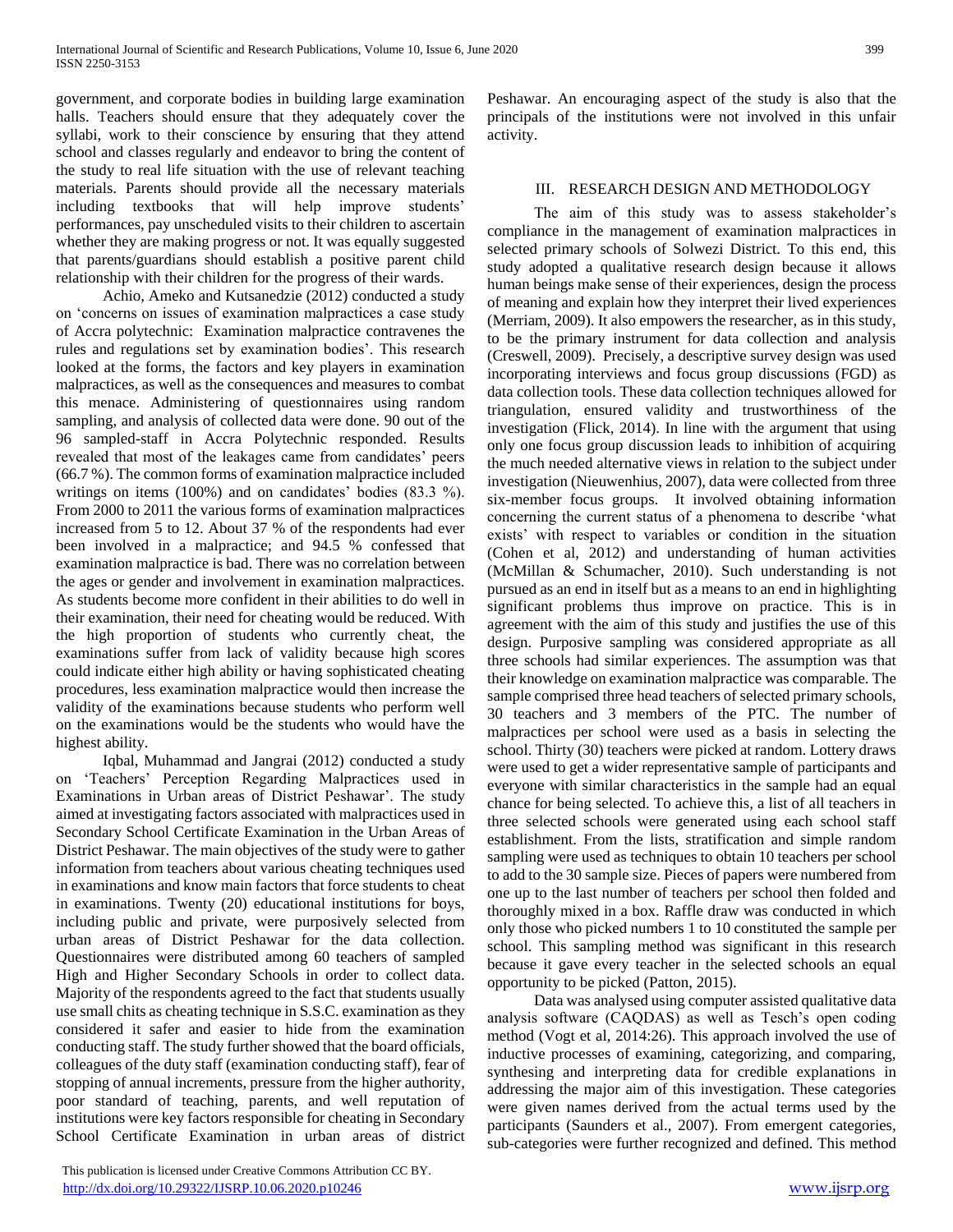government, and corporate bodies in building large examination halls. Teachers should ensure that they adequately cover the syllabi, work to their conscience by ensuring that they attend school and classes regularly and endeavor to bring the content of the study to real life situation with the use of relevant teaching materials. Parents should provide all the necessary materials including textbooks that will help improve students' performances, pay unscheduled visits to their children to ascertain whether they are making progress or not. It was equally suggested that parents/guardians should establish a positive parent child relationship with their children for the progress of their wards.

Achio, Ameko and Kutsanedzie (2012) conducted a study on 'concerns on issues of examination malpractices a case study of Accra polytechnic: Examination malpractice contravenes the rules and regulations set by examination bodies'. This research looked at the forms, the factors and key players in examination malpractices, as well as the consequences and measures to combat this menace. Administering of questionnaires using random sampling, and analysis of collected data were done. 90 out of the 96 sampled-staff in Accra Polytechnic responded. Results revealed that most of the leakages came from candidates' peers (66.7 %). The common forms of examination malpractice included writings on items (100%) and on candidates' bodies (83.3 %). From 2000 to 2011 the various forms of examination malpractices increased from 5 to 12. About 37 % of the respondents had ever been involved in a malpractice; and 94.5 % confessed that examination malpractice is bad. There was no correlation between the ages or gender and involvement in examination malpractices. As students become more confident in their abilities to do well in their examination, their need for cheating would be reduced. With the high proportion of students who currently cheat, the examinations suffer from lack of validity because high scores could indicate either high ability or having sophisticated cheating procedures, less examination malpractice would then increase the validity of the examinations because students who perform well on the examinations would be the students who would have the highest ability.

Iqbal, Muhammad and Jangrai (2012) conducted a study on 'Teachers' Perception Regarding Malpractices used in Examinations in Urban areas of District Peshawar'. The study aimed at investigating factors associated with malpractices used in Secondary School Certificate Examination in the Urban Areas of District Peshawar. The main objectives of the study were to gather information from teachers about various cheating techniques used in examinations and know main factors that force students to cheat in examinations. Twenty (20) educational institutions for boys, including public and private, were purposively selected from urban areas of District Peshawar for the data collection. Questionnaires were distributed among 60 teachers of sampled High and Higher Secondary Schools in order to collect data. Majority of the respondents agreed to the fact that students usually use small chits as cheating technique in S.S.C. examination as they considered it safer and easier to hide from the examination conducting staff. The study further showed that the board officials, colleagues of the duty staff (examination conducting staff), fear of stopping of annual increments, pressure from the higher authority, poor standard of teaching, parents, and well reputation of institutions were key factors responsible for cheating in Secondary School Certificate Examination in urban areas of district Peshawar. An encouraging aspect of the study is also that the principals of the institutions were not involved in this unfair activity.

## III. RESEARCH DESIGN AND METHODOLOGY

The aim of this study was to assess stakeholder's compliance in the management of examination malpractices in selected primary schools of Solwezi District. To this end, this study adopted a qualitative research design because it allows human beings make sense of their experiences, design the process of meaning and explain how they interpret their lived experiences (Merriam, 2009). It also empowers the researcher, as in this study, to be the primary instrument for data collection and analysis (Creswell, 2009). Precisely, a descriptive survey design was used incorporating interviews and focus group discussions (FGD) as data collection tools. These data collection techniques allowed for triangulation, ensured validity and trustworthiness of the investigation (Flick, 2014). In line with the argument that using only one focus group discussion leads to inhibition of acquiring the much needed alternative views in relation to the subject under investigation (Nieuwenhius, 2007), data were collected from three six-member focus groups. It involved obtaining information concerning the current status of a phenomena to describe 'what exists' with respect to variables or condition in the situation (Cohen et al, 2012) and understanding of human activities (McMillan & Schumacher, 2010). Such understanding is not pursued as an end in itself but as a means to an end in highlighting significant problems thus improve on practice. This is in agreement with the aim of this study and justifies the use of this design. Purposive sampling was considered appropriate as all three schools had similar experiences. The assumption was that their knowledge on examination malpractice was comparable. The sample comprised three head teachers of selected primary schools, 30 teachers and 3 members of the PTC. The number of malpractices per school were used as a basis in selecting the school. Thirty (30) teachers were picked at random. Lottery draws were used to get a wider representative sample of participants and everyone with similar characteristics in the sample had an equal chance for being selected. To achieve this, a list of all teachers in three selected schools were generated using each school staff establishment. From the lists, stratification and simple random sampling were used as techniques to obtain 10 teachers per school to add to the 30 sample size. Pieces of papers were numbered from one up to the last number of teachers per school then folded and thoroughly mixed in a box. Raffle draw was conducted in which only those who picked numbers 1 to 10 constituted the sample per school. This sampling method was significant in this research because it gave every teacher in the selected schools an equal opportunity to be picked (Patton, 2015).

Data was analysed using computer assisted qualitative data analysis software (CAQDAS) as well as Tesch's open coding method (Vogt et al, 2014:26). This approach involved the use of inductive processes of examining, categorizing, and comparing, synthesing and interpreting data for credible explanations in addressing the major aim of this investigation. These categories were given names derived from the actual terms used by the participants (Saunders et al., 2007). From emergent categories, sub-categories were further recognized and defined. This method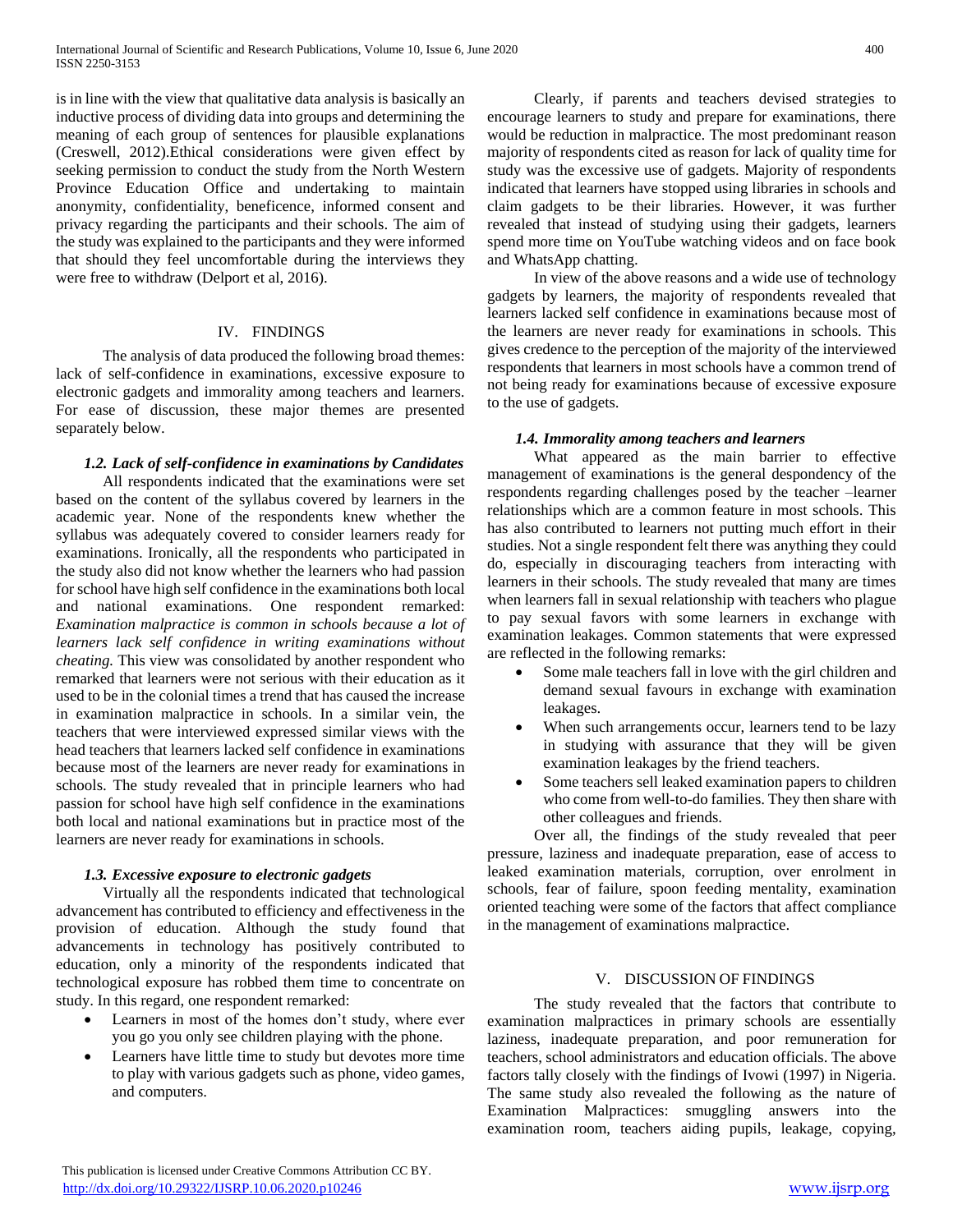is in line with the view that qualitative data analysis is basically an inductive process of dividing data into groups and determining the meaning of each group of sentences for plausible explanations (Creswell, 2012).Ethical considerations were given effect by seeking permission to conduct the study from the North Western Province Education Office and undertaking to maintain anonymity, confidentiality, beneficence, informed consent and privacy regarding the participants and their schools. The aim of the study was explained to the participants and they were informed that should they feel uncomfortable during the interviews they were free to withdraw (Delport et al, 2016).

## IV. FINDINGS

The analysis of data produced the following broad themes: lack of self-confidence in examinations, excessive exposure to electronic gadgets and immorality among teachers and learners. For ease of discussion, these major themes are presented separately below.

### 1.2. Lack of self-confidence in examinations by Candidates

All respondents indicated that the examinations were set based on the content of the syllabus covered by learners in the academic year. None of the respondents knew whether the syllabus was adequately covered to consider learners ready for examinations. Ironically, all the respondents who participated in the study also did not know whether the learners who had passion for school have high self confidence in the examinations both local and national examinations. One respondent remarked: *Examination malpractice is common in schools because a lot of learners lack self confidence in writing examinations without cheating.* This view was consolidated by another respondent who remarked that learners were not serious with their education as it used to be in the colonial times a trend that has caused the increase in examination malpractice in schools. In a similar vein, the teachers that were interviewed expressed similar views with the head teachers that learners lacked self confidence in examinations because most of the learners are never ready for examinations in schools. The study revealed that in principle learners who had passion for school have high self confidence in the examinations both local and national examinations but in practice most of the learners are never ready for examinations in schools.

### 1.3. Excessive exposure to electronic gadgets

Virtually all the respondents indicated that technological advancement has contributed to efficiency and effectiveness in the provision of education. Although the study found that advancements in technology has positively contributed to education, only a minority of the respondents indicated that technological exposure has robbed them time to concentrate on study. In this regard, one respondent remarked:

- Learners in most of the homes don't study, where ever you go you only see children playing with the phone.
- Learners have little time to study but devotes more time to play with various gadgets such as phone, video games, and computers.

Clearly, if parents and teachers devised strategies to encourage learners to study and prepare for examinations, there would be reduction in malpractice. The most predominant reason majority of respondents cited as reason for lack of quality time for study was the excessive use of gadgets. Majority of respondents indicated that learners have stopped using libraries in schools and claim gadgets to be their libraries. However, it was further revealed that instead of studying using their gadgets, learners spend more time on YouTube watching videos and on face book and WhatsApp chatting.

In view of the above reasons and a wide use of technology gadgets by learners, the majority of respondents revealed that learners lacked self confidence in examinations because most of the learners are never ready for examinations in schools. This gives credence to the perception of the majority of the interviewed respondents that learners in most schools have a common trend of not being ready for examinations because of excessive exposure to the use of gadgets.

### 1.4. Immorality among teachers and learners

What appeared as the main barrier to effective management of examinations is the general despondency of the respondents regarding challenges posed by the teacher –learner relationships which are a common feature in most schools. This has also contributed to learners not putting much effort in their studies. Not a single respondent felt there was anything they could do, especially in discouraging teachers from interacting with learners in their schools. The study revealed that many are times when learners fall in sexual relationship with teachers who plague to pay sexual favors with some learners in exchange with examination leakages. Common statements that were expressed are reflected in the following remarks:

- Some male teachers fall in love with the girl children and demand sexual favours in exchange with examination leakages.
- When such arrangements occur, learners tend to be lazy in studying with assurance that they will be given examination leakages by the friend teachers.
- Some teachers sell leaked examination papers to children who come from well-to-do families. They then share with other colleagues and friends.

Over all, the findings of the study revealed that peer pressure, laziness and inadequate preparation, ease of access to leaked examination materials, corruption, over enrolment in schools, fear of failure, spoon feeding mentality, examination oriented teaching were some of the factors that affect compliance in the management of examinations malpractice.

## V. DISCUSSION OF FINDINGS

The study revealed that the factors that contribute to examination malpractices in primary schools are essentially laziness, inadequate preparation, and poor remuneration for teachers, school administrators and education officials. The above factors tally closely with the findings of Ivowi (1997) in Nigeria. The same study also revealed the following as the nature of Examination Malpractices: smuggling answers into the examination room, teachers aiding pupils, leakage, copying,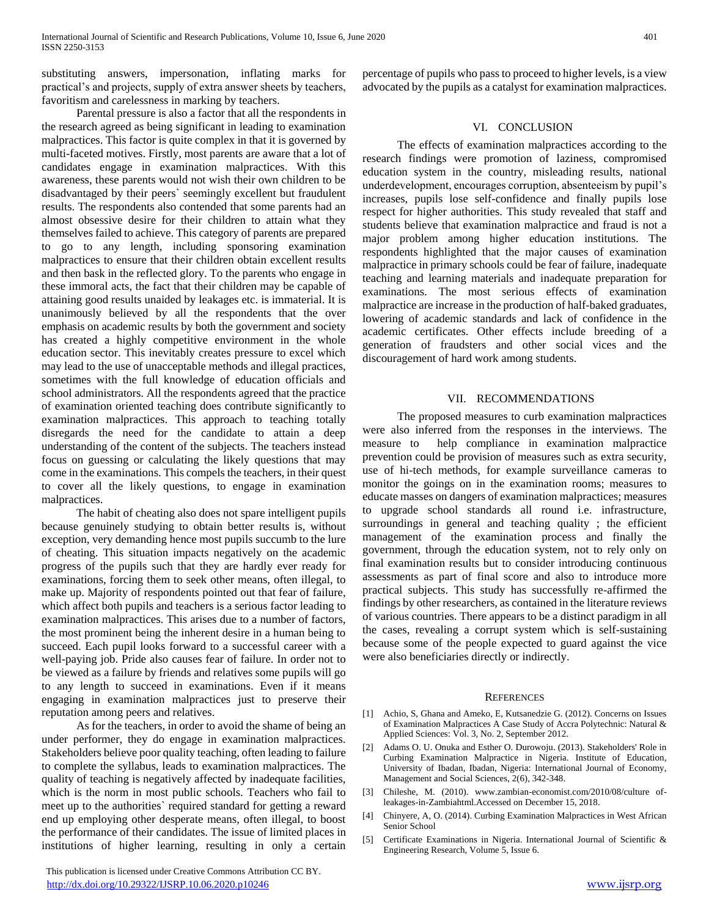substituting answers, impersonation, inflating marks for practical's and projects, supply of extra answer sheets by teachers, favoritism and carelessness in marking by teachers.

Parental pressure is also a factor that all the respondents in the research agreed as being significant in leading to examination malpractices. This factor is quite complex in that it is governed by multi-faceted motives. Firstly, most parents are aware that a lot of candidates engage in examination malpractices. With this awareness, these parents would not wish their own children to be disadvantaged by their peers` seemingly excellent but fraudulent results. The respondents also contended that some parents had an almost obsessive desire for their children to attain what they themselves failed to achieve. This category of parents are prepared to go to any length, including sponsoring examination malpractices to ensure that their children obtain excellent results and then bask in the reflected glory. To the parents who engage in these immoral acts, the fact that their children may be capable of attaining good results unaided by leakages etc. is immaterial. It is unanimously believed by all the respondents that the over emphasis on academic results by both the government and society has created a highly competitive environment in the whole education sector. This inevitably creates pressure to excel which may lead to the use of unacceptable methods and illegal practices, sometimes with the full knowledge of education officials and school administrators. All the respondents agreed that the practice of examination oriented teaching does contribute significantly to examination malpractices. This approach to teaching totally disregards the need for the candidate to attain a deep understanding of the content of the subjects. The teachers instead focus on guessing or calculating the likely questions that may come in the examinations. This compels the teachers, in their quest to cover all the likely questions, to engage in examination malpractices.

The habit of cheating also does not spare intelligent pupils because genuinely studying to obtain better results is, without exception, very demanding hence most pupils succumb to the lure of cheating. This situation impacts negatively on the academic progress of the pupils such that they are hardly ever ready for examinations, forcing them to seek other means, often illegal, to make up. Majority of respondents pointed out that fear of failure, which affect both pupils and teachers is a serious factor leading to examination malpractices. This arises due to a number of factors, the most prominent being the inherent desire in a human being to succeed. Each pupil looks forward to a successful career with a well-paying job. Pride also causes fear of failure. In order not to be viewed as a failure by friends and relatives some pupils will go to any length to succeed in examinations. Even if it means engaging in examination malpractices just to preserve their reputation among peers and relatives.

As for the teachers, in order to avoid the shame of being an under performer, they do engage in examination malpractices. Stakeholders believe poor quality teaching, often leading to failure to complete the syllabus, leads to examination malpractices. The quality of teaching is negatively affected by inadequate facilities, which is the norm in most public schools. Teachers who fail to meet up to the authorities` required standard for getting a reward end up employing other desperate means, often illegal, to boost the performance of their candidates. The issue of limited places in institutions of higher learning, resulting in only a certain percentage of pupils who pass to proceed to higher levels, is a view advocated by the pupils as a catalyst for examination malpractices.

## VI. CONCLUSION

The effects of examination malpractices according to the research findings were promotion of laziness, compromised education system in the country, misleading results, national underdevelopment, encourages corruption, absenteeism by pupil's increases, pupils lose self-confidence and finally pupils lose respect for higher authorities. This study revealed that staff and students believe that examination malpractice and fraud is not a major problem among higher education institutions. The respondents highlighted that the major causes of examination malpractice in primary schools could be fear of failure, inadequate teaching and learning materials and inadequate preparation for examinations. The most serious effects of examination malpractice are increase in the production of half-baked graduates, lowering of academic standards and lack of confidence in the academic certificates. Other effects include breeding of a generation of fraudsters and other social vices and the discouragement of hard work among students.

## VII. RECOMMENDATIONS

The proposed measures to curb examination malpractices were also inferred from the responses in the interviews. The measure to help compliance in examination malpractice prevention could be provision of measures such as extra security, use of hi-tech methods, for example surveillance cameras to monitor the goings on in the examination rooms; measures to educate masses on dangers of examination malpractices; measures to upgrade school standards all round i.e. infrastructure, surroundings in general and teaching quality ; the efficient management of the examination process and finally the government, through the education system, not to rely only on final examination results but to consider introducing continuous assessments as part of final score and also to introduce more practical subjects. This study has successfully re-affirmed the findings by other researchers, as contained in the literature reviews of various countries. There appears to be a distinct paradigm in all the cases, revealing a corrupt system which is self-sustaining because some of the people expected to guard against the vice were also beneficiaries directly or indirectly.

## REFERENCES

[1] Achio, S, Ghana and Ameko, E, Kutsanedzie G. (2012). Concerns on Issues of Examination Malpractices A Case Study of Accra Polytechnic: Natural & Applied Sciences: Vol. 3, No. 2, September 2012.

[2] Adams O. U. Onuka and Esther O. Durowoju. (2013). Stakeholders' Role in Curbing Examination Malpractice in Nigeria. Institute of Education, University of Ibadan, Ibadan, Nigeria: International Journal of Economy, Management and Social Sciences, 2(6), 342-348.

[3] Chileshe, M. (2010). www.zambian-economist.com/2010/08/culture of-leakages-in-Zambiahtml.Accessed on December 15, 2018.

[4] Chinyere, A, O. (2014). Curbing Examination Malpractices in West African Senior School

[5] Certificate Examinations in Nigeria. International Journal of Scientific & Engineering Research, Volume 5, Issue 6.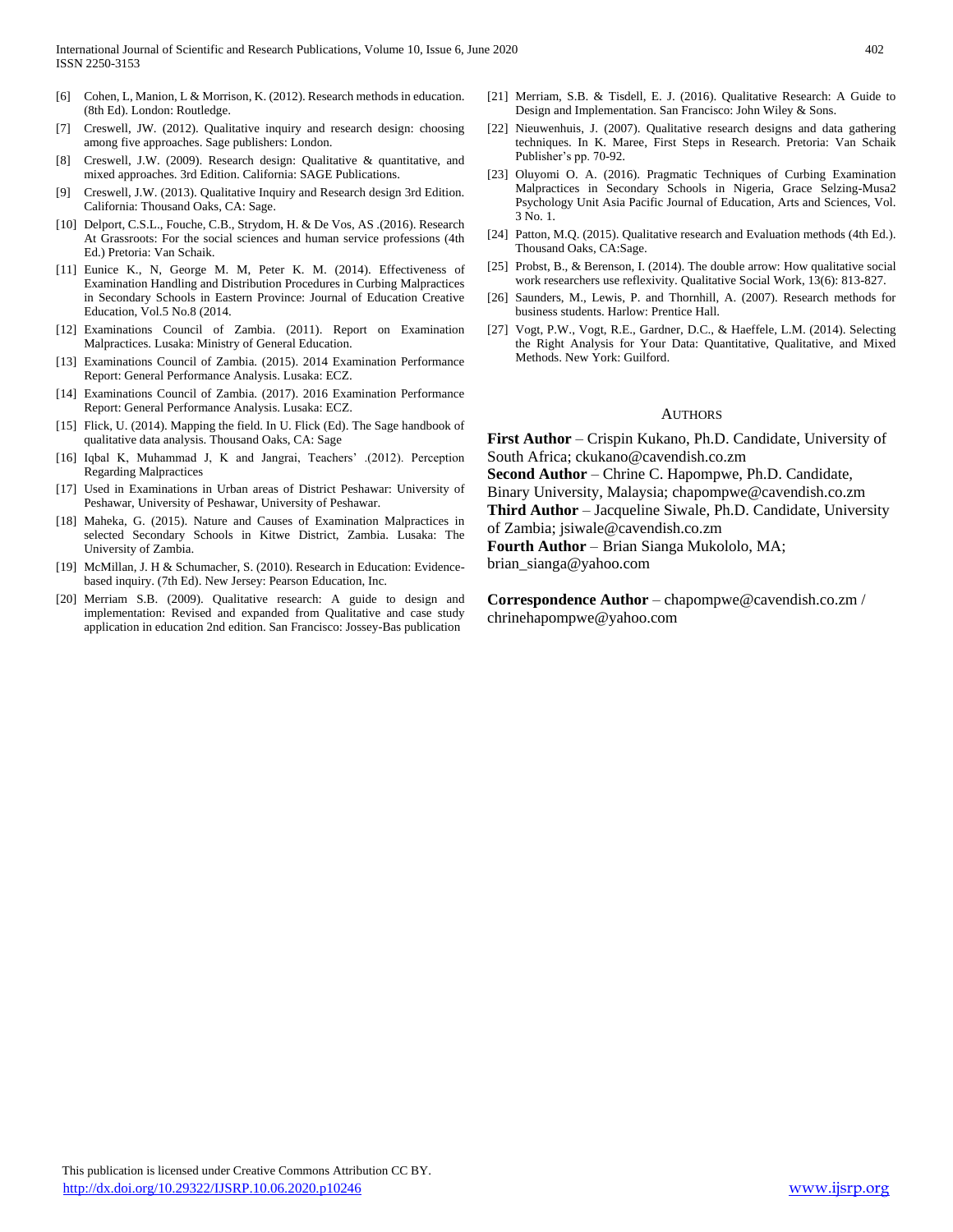[6] Cohen, L, Manion, L & Morrison, K. (2012). Research methods in education. (8th Ed). London: Routledge.

[7] Creswell, JW. (2012). Qualitative inquiry and research design: choosing among five approaches. Sage publishers: London.

[8] Creswell, J.W. (2009). Research design: Qualitative & quantitative, and mixed approaches. 3rd Edition. California: SAGE Publications.

[9] Creswell, J.W. (2013). Qualitative Inquiry and Research design 3rd Edition. California: Thousand Oaks, CA: Sage.

[10] Delport, C.S.L., Fouche, C.B., Strydom, H. & De Vos, AS .(2016). Research At Grassroots: For the social sciences and human service professions (4th Ed.) Pretoria: Van Schaik.

[11] Eunice K., N, George M. M, Peter K. M. (2014). Effectiveness of Examination Handling and Distribution Procedures in Curbing Malpractices in Secondary Schools in Eastern Province: Journal of Education Creative Education, Vol.5 No.8 (2014.

[12] Examinations Council of Zambia. (2011). Report on Examination Malpractices. Lusaka: Ministry of General Education.

[13] Examinations Council of Zambia. (2015). 2014 Examination Performance Report: General Performance Analysis. Lusaka: ECZ.

[14] Examinations Council of Zambia. (2017). 2016 Examination Performance Report: General Performance Analysis. Lusaka: ECZ.

[15] Flick, U. (2014). Mapping the field. In U. Flick (Ed). The Sage handbook of qualitative data analysis. Thousand Oaks, CA: Sage

[16] Iqbal K, Muhammad J, K and Jangrai, Teachers' .(2012). Perception Regarding Malpractices

[17] Used in Examinations in Urban areas of District Peshawar: University of Peshawar, University of Peshawar, University of Peshawar.

[18] Maheka, G. (2015). Nature and Causes of Examination Malpractices in selected Secondary Schools in Kitwe District, Zambia. Lusaka: The University of Zambia.

[19] McMillan, J. H & Schumacher, S. (2010). Research in Education: Evidence-based inquiry. (7th Ed). New Jersey: Pearson Education, Inc.

[20] Merriam S.B. (2009). Qualitative research: A guide to design and implementation: Revised and expanded from Qualitative and case study application in education 2nd edition. San Francisco: Jossey-Bas publication

[21] Merriam, S.B. & Tisdell, E. J. (2016). Qualitative Research: A Guide to Design and Implementation. San Francisco: John Wiley & Sons.

[22] Nieuwenhuis, J. (2007). Qualitative research designs and data gathering techniques. In K. Maree, First Steps in Research. Pretoria: Van Schaik Publisher's pp. 70-92.

[23] Oluyomi O. A. (2016). Pragmatic Techniques of Curbing Examination Malpractices in Secondary Schools in Nigeria, Grace Selzing-Musa2 Psychology Unit Asia Pacific Journal of Education, Arts and Sciences, Vol. 3 No. 1.

[24] Patton, M.Q. (2015). Qualitative research and Evaluation methods (4th Ed.). Thousand Oaks, CA:Sage.

[25] Probst, B., & Berenson, I. (2014). The double arrow: How qualitative social work researchers use reflexivity. Qualitative Social Work, 13(6): 813-827.

[26] Saunders, M., Lewis, P. and Thornhill, A. (2007). Research methods for business students. Harlow: Prentice Hall.

[27] Vogt, P.W., Vogt, R.E., Gardner, D.C., & Haeffele, L.M. (2014). Selecting the Right Analysis for Your Data: Quantitative, Qualitative, and Mixed Methods. New York: Guilford.

## AUTHORS

**First Author** – Crispin Kukano, Ph.D. Candidate, University of South Africa; ckukano@cavendish.co.zm

**Second Author** – Chrine C. Hapompwe, Ph.D. Candidate, Binary University, Malaysia; chapompwe@cavendish.co.zm

**Third Author** – Jacqueline Siwale, Ph.D. Candidate, University of Zambia; jsiwale@cavendish.co.zm

**Fourth Author** – Brian Sianga Mukololo, MA; brian_sianga@yahoo.com

**Correspondence Author** – chapompwe@cavendish.co.zm / chrinehapompwe@yahoo.com